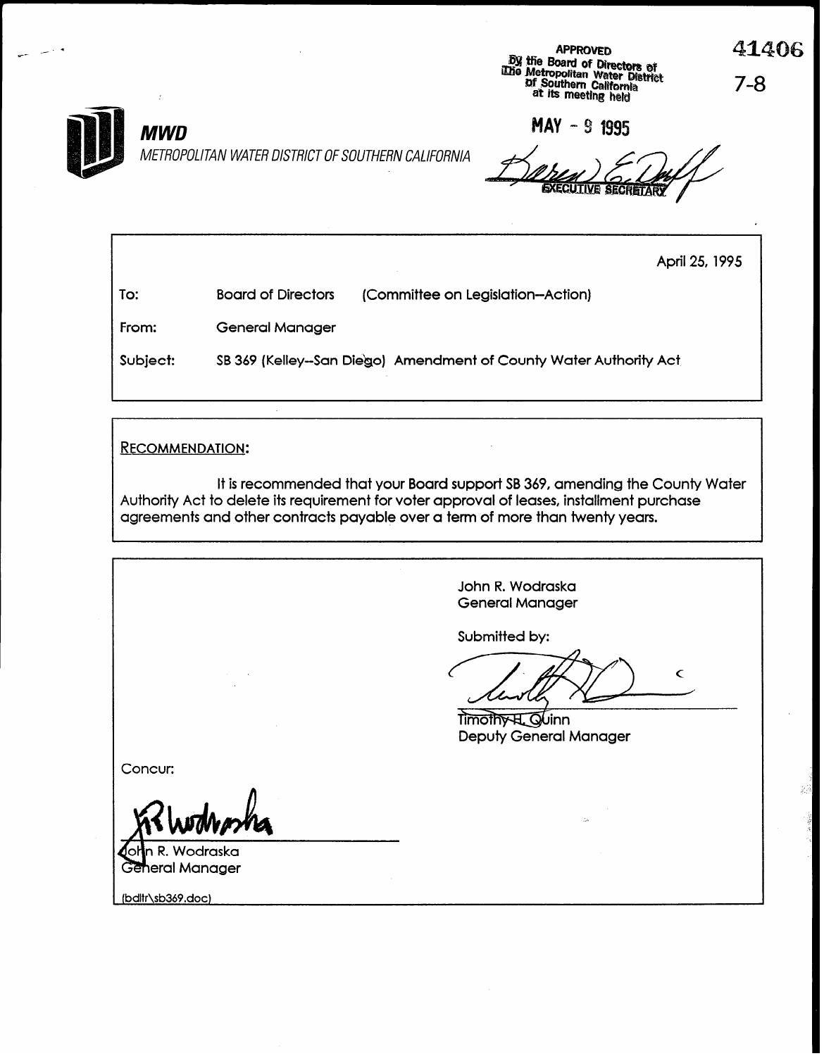APPROVED
By the Board of Directors of
The Metropolitan Water District
of Southern California
at its meeting held

MAY - 9 1995

EXECUTIVE SECRETARY

41406

7-8

**MWD**

METROPOLITAN WATER DISTRICT OF SOUTHERN CALIFORNIA

April 25, 1995

To: Board of Directors (Committee on Legislation--Action)

From: General Manager

Subject: SB 369 (Kelley--San Diego) Amendment of County Water Authority Act

RECOMMENDATION:

It is recommended that your Board support SB 369, amending the County Water Authority Act to delete its requirement for voter approval of leases, installment purchase agreements and other contracts payable over a term of more than twenty years.

John R. Wodraska
General Manager

Submitted by:

Timothy H. Quinn
Deputy General Manager

Concur:

John R. Wodraska
General Manager

(bdltr\sb369.doc)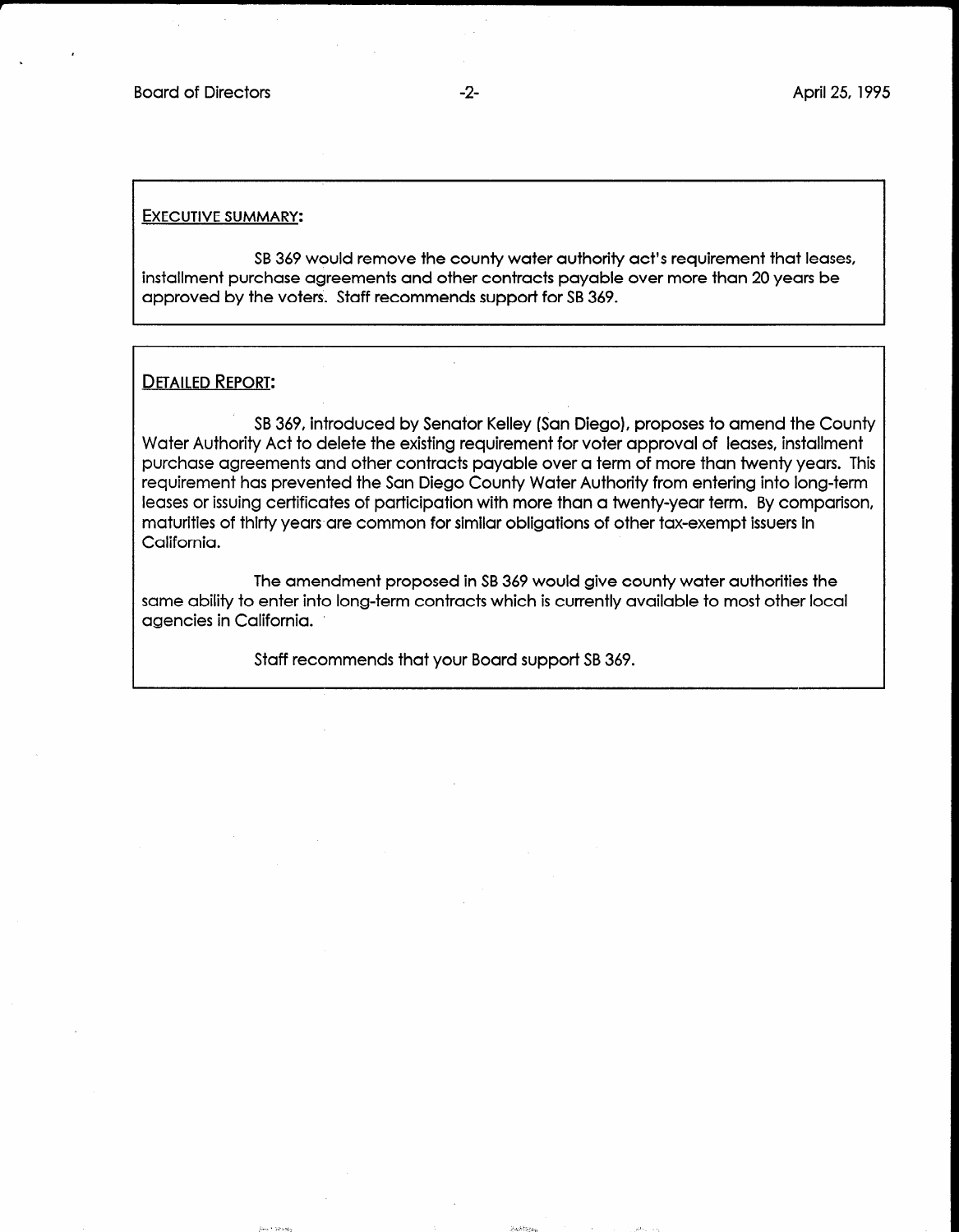## EXECUTIVE SUMMARY:

SB 369 would remove the county water authority act's requirement that leases, installment purchase agreements and other contracts payable over more than 20 years be approved by the voters. Staff recommends support for SB 369.

## DETAILED REPORT:

SB 369, introduced by Senator Kelley (San Diego), proposes to amend the County Water Authority Act to delete the existing requirement for voter approval of leases, installment purchase agreements and other contracts payable over a term of more than twenty years. This requirement has prevented the San Diego County Water Authority from entering into long-term leases or issuing certificates of participation with more than a twenty-year term. By comparison, maturities of thirty years are common for similar obligations of other tax-exempt issuers in California.

The amendment proposed in SB 369 would give county water authorities the same ability to enter into long-term contracts which is currently available to most other local agencies in California.

Staff recommends that your Board support SB 369.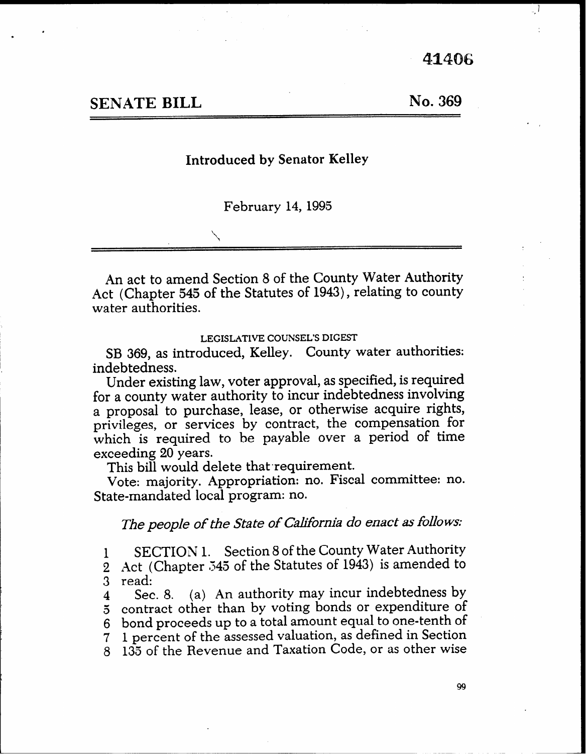41406

## SENATE BILL No. 369

**Introduced by Senator Kelley**

February 14, 1995

An act to amend Section 8 of the County Water Authority Act (Chapter 545 of the Statutes of 1943), relating to county water authorities.

LEGISLATIVE COUNSEL'S DIGEST

SB 369, as introduced, Kelley. County water authorities: indebtedness.

Under existing law, voter approval, as specified, is required for a county water authority to incur indebtedness involving a proposal to purchase, lease, or otherwise acquire rights, privileges, or services by contract, the compensation for which is required to be payable over a period of time exceeding 20 years.

This bill would delete that requirement.

Vote: majority. Appropriation: no. Fiscal committee: no. State-mandated local program: no.

*The people of the State of California do enact as follows:*

1 SECTION 1. Section 8 of the County Water Authority
2 Act (Chapter 545 of the Statutes of 1943) is amended to
3 read:
4 Sec. 8. (a) An authority may incur indebtedness by
5 contract other than by voting bonds or expenditure of
6 bond proceeds up to a total amount equal to one-tenth of
7 1 percent of the assessed valuation, as defined in Section
8 135 of the Revenue and Taxation Code, or as other wise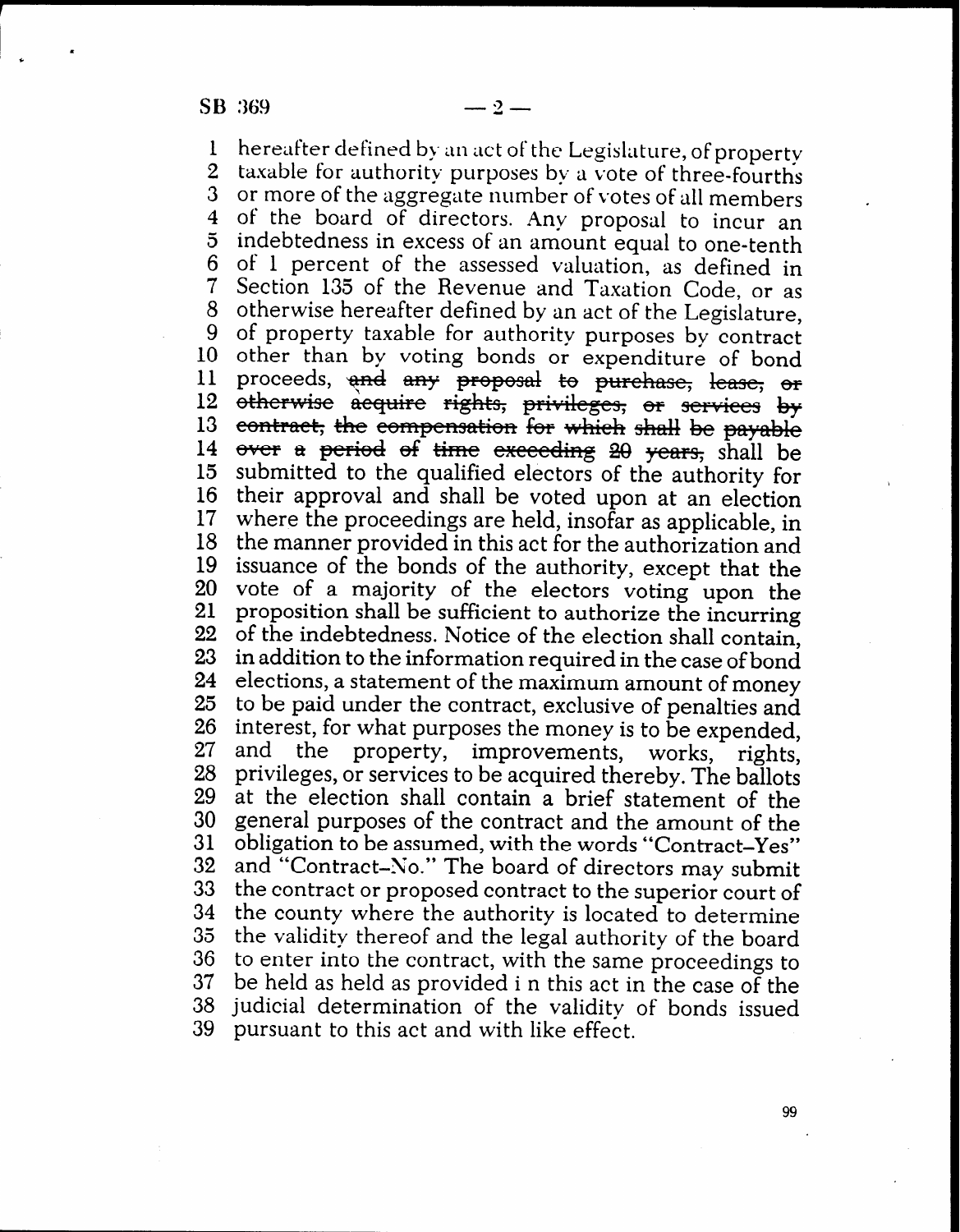hereafter defined by an act of the Legislature, of property taxable for authority purposes by a vote of three-fourths or more of the aggregate number of votes of all members of the board of directors. Any proposal to incur an indebtedness in excess of an amount equal to one-tenth of 1 percent of the assessed valuation, as defined in Section 135 of the Revenue and Taxation Code, or as otherwise hereafter defined by an act of the Legislature, of property taxable for authority purposes by contract other than by voting bonds or expenditure of bond proceeds, ~~and any proposal to purchase, lease, or otherwise acquire rights, privileges, or services by contract, the compensation for which shall be payable over a period of time exceeding 20 years,~~ shall be submitted to the qualified electors of the authority for their approval and shall be voted upon at an election where the proceedings are held, insofar as applicable, in the manner provided in this act for the authorization and issuance of the bonds of the authority, except that the vote of a majority of the electors voting upon the proposition shall be sufficient to authorize the incurring of the indebtedness. Notice of the election shall contain, in addition to the information required in the case of bond elections, a statement of the maximum amount of money to be paid under the contract, exclusive of penalties and interest, for what purposes the money is to be expended, and the property, improvements, works, rights, privileges, or services to be acquired thereby. The ballots at the election shall contain a brief statement of the general purposes of the contract and the amount of the obligation to be assumed, with the words "Contract–Yes" and "Contract–No." The board of directors may submit the contract or proposed contract to the superior court of the county where the authority is located to determine the validity thereof and the legal authority of the board to enter into the contract, with the same proceedings to be held as held as provided i n this act in the case of the judicial determination of the validity of bonds issued pursuant to this act and with like effect.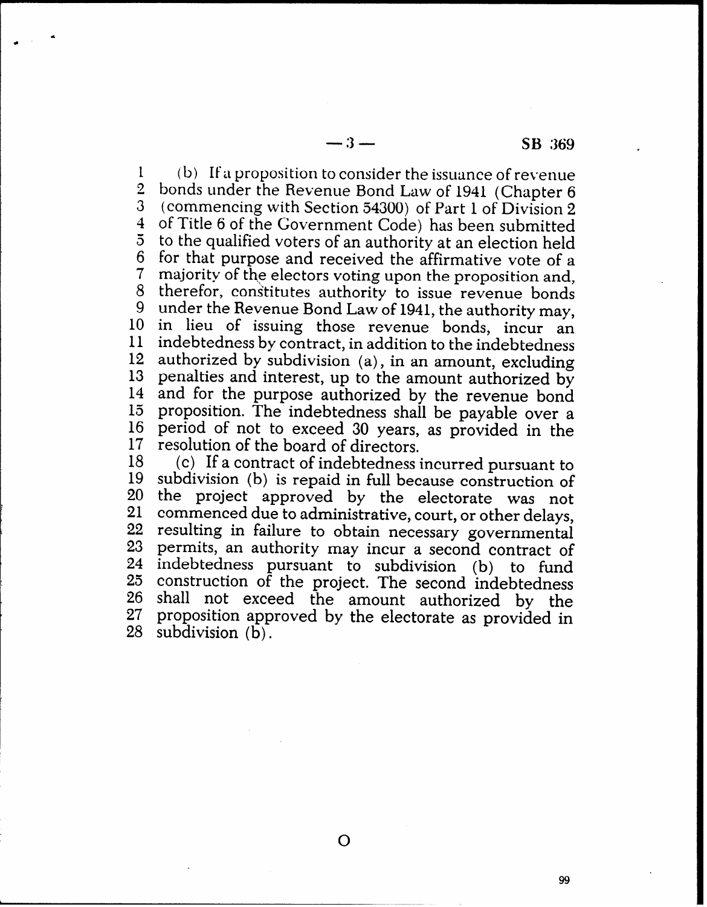(b) If a proposition to consider the issuance of revenue bonds under the Revenue Bond Law of 1941 (Chapter 6 (commencing with Section 54300) of Part 1 of Division 2 of Title 6 of the Government Code) has been submitted to the qualified voters of an authority at an election held for that purpose and received the affirmative vote of a majority of the electors voting upon the proposition and, therefor, constitutes authority to issue revenue bonds under the Revenue Bond Law of 1941, the authority may, in lieu of issuing those revenue bonds, incur an indebtedness by contract, in addition to the indebtedness authorized by subdivision (a), in an amount, excluding penalties and interest, up to the amount authorized by and for the purpose authorized by the revenue bond proposition. The indebtedness shall be payable over a period of not to exceed 30 years, as provided in the resolution of the board of directors.

(c) If a contract of indebtedness incurred pursuant to subdivision (b) is repaid in full because construction of the project approved by the electorate was not commenced due to administrative, court, or other delays, resulting in failure to obtain necessary governmental permits, an authority may incur a second contract of indebtedness pursuant to subdivision (b) to fund construction of the project. The second indebtedness shall not exceed the amount authorized by the proposition approved by the electorate as provided in subdivision (b).

O